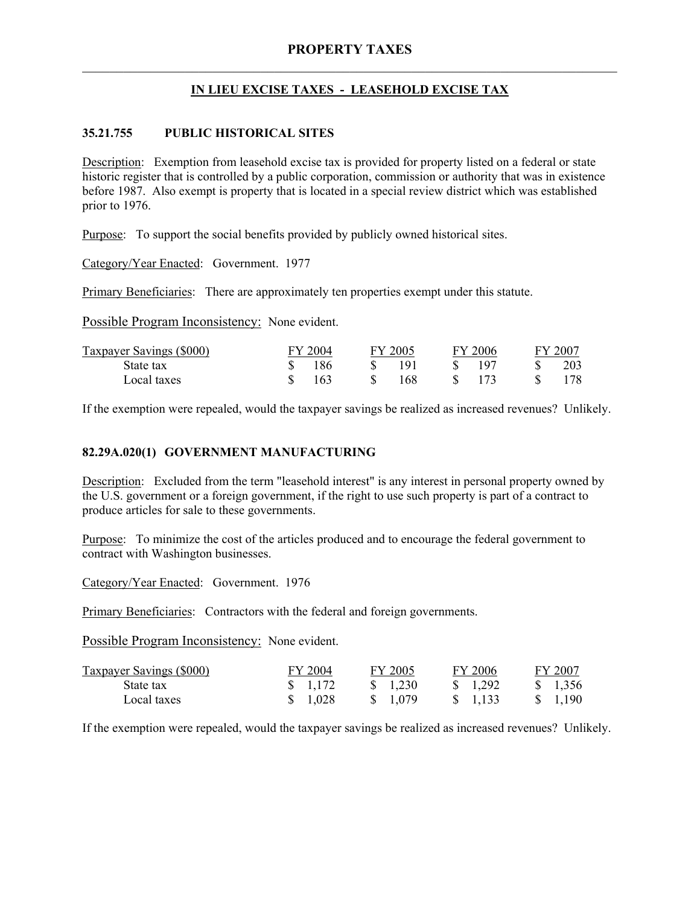# PROPERTY TAXES

## IN LIEU EXCISE TAXES - LEASEHOLD EXCISE TAX

### 35.21.755 PUBLIC HISTORICAL SITES

Description: Exemption from leasehold excise tax is provided for property listed on a federal or state historic register that is controlled by a public corporation, commission or authority that was in existence before 1987. Also exempt is property that is located in a special review district which was established prior to 1976.

Purpose: To support the social benefits provided by publicly owned historical sites.

Category/Year Enacted: Government. 1977

Primary Beneficiaries: There are approximately ten properties exempt under this statute.

Possible Program Inconsistency: None evident.

| Taxpayer Savings ($000) | FY 2004 | FY 2005 | FY 2006 | FY 2007 |
|---|---|---|---|---|
| State tax | $ 186 | $ 191 | $ 197 | $ 203 |
| Local taxes | $ 163 | $ 168 | $ 173 | $ 178 |

If the exemption were repealed, would the taxpayer savings be realized as increased revenues? Unlikely.

### 82.29A.020(1) GOVERNMENT MANUFACTURING

Description: Excluded from the term "leasehold interest" is any interest in personal property owned by the U.S. government or a foreign government, if the right to use such property is part of a contract to produce articles for sale to these governments.

Purpose: To minimize the cost of the articles produced and to encourage the federal government to contract with Washington businesses.

Category/Year Enacted: Government. 1976

Primary Beneficiaries: Contractors with the federal and foreign governments.

Possible Program Inconsistency: None evident.

| Taxpayer Savings ($000) | FY 2004 | FY 2005 | FY 2006 | FY 2007 |
|---|---|---|---|---|
| State tax | $ 1,172 | $ 1,230 | $ 1,292 | $ 1,356 |
| Local taxes | $ 1,028 | $ 1,079 | $ 1,133 | $ 1,190 |

If the exemption were repealed, would the taxpayer savings be realized as increased revenues? Unlikely.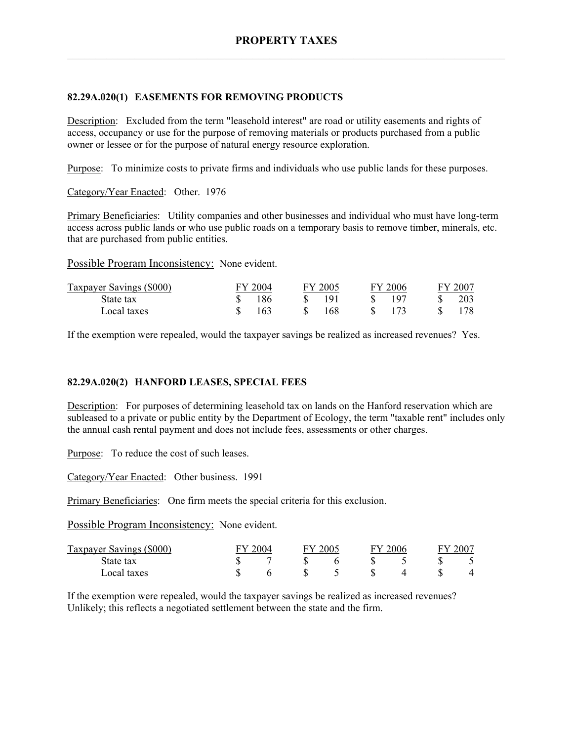### 82.29A.020(1) EASEMENTS FOR REMOVING PRODUCTS

Description: Excluded from the term "leasehold interest" are road or utility easements and rights of access, occupancy or use for the purpose of removing materials or products purchased from a public owner or lessee or for the purpose of natural energy resource exploration.

Purpose: To minimize costs to private firms and individuals who use public lands for these purposes.

Category/Year Enacted: Other. 1976

Primary Beneficiaries: Utility companies and other businesses and individual who must have long-term access across public lands or who use public roads on a temporary basis to remove timber, minerals, etc. that are purchased from public entities.

Possible Program Inconsistency: None evident.

| Taxpayer Savings ($000) | FY 2004 | FY 2005 | FY 2006 | FY 2007 |
|---|---|---|---|---|
| State tax | $ 186 | $ 191 | $ 197 | $ 203 |
| Local taxes | $ 163 | $ 168 | $ 173 | $ 178 |

If the exemption were repealed, would the taxpayer savings be realized as increased revenues? Yes.

### 82.29A.020(2) HANFORD LEASES, SPECIAL FEES

Description: For purposes of determining leasehold tax on lands on the Hanford reservation which are subleased to a private or public entity by the Department of Ecology, the term "taxable rent" includes only the annual cash rental payment and does not include fees, assessments or other charges.

Purpose: To reduce the cost of such leases.

Category/Year Enacted: Other business. 1991

Primary Beneficiaries: One firm meets the special criteria for this exclusion.

Possible Program Inconsistency: None evident.

| Taxpayer Savings ($000) | FY 2004 | FY 2005 | FY 2006 | FY 2007 |
|---|---|---|---|---|
| State tax | $ 7 | $ 6 | $ 5 | $ 5 |
| Local taxes | $ 6 | $ 5 | $ 4 | $ 4 |

If the exemption were repealed, would the taxpayer savings be realized as increased revenues? Unlikely; this reflects a negotiated settlement between the state and the firm.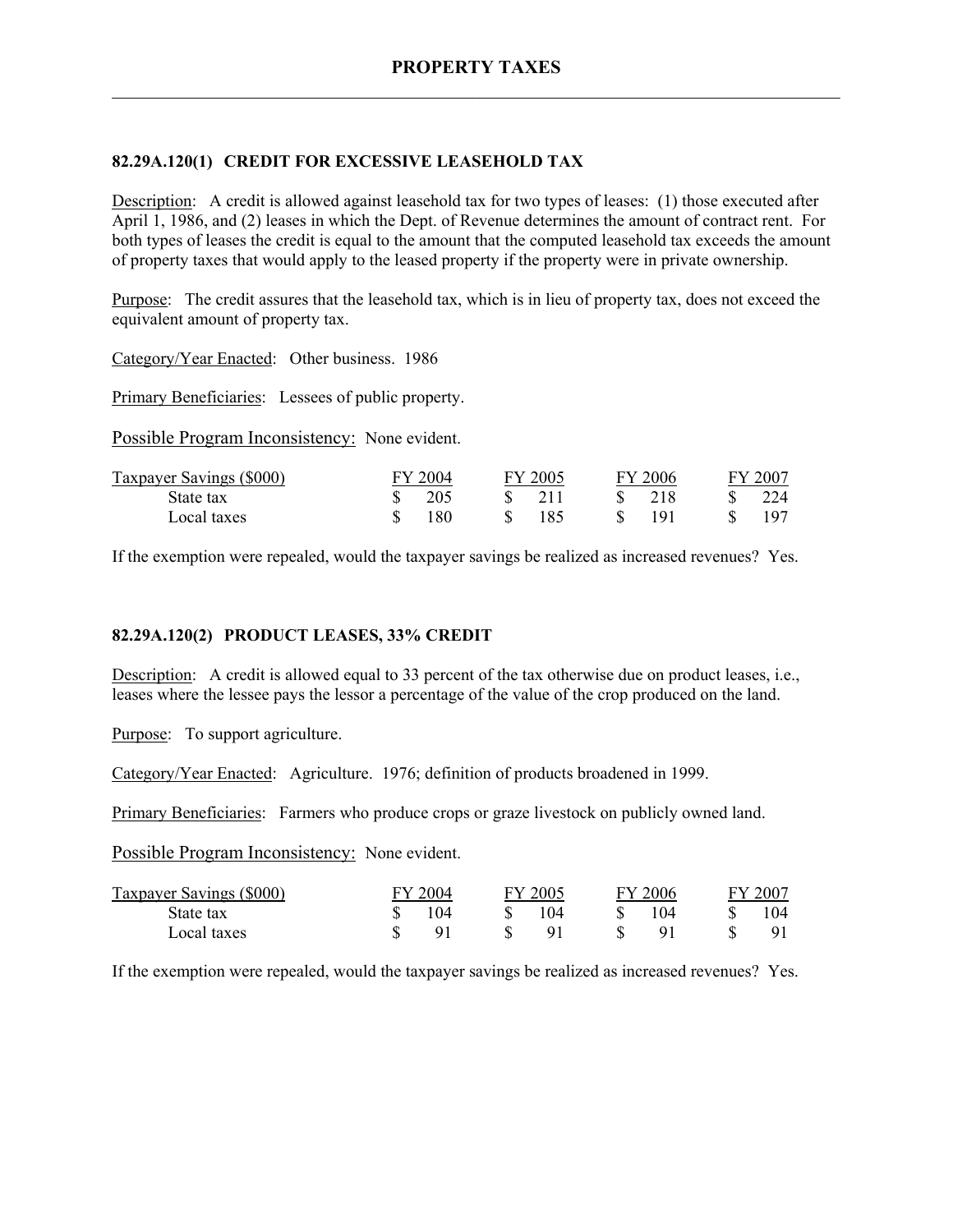## 82.29A.120(1) CREDIT FOR EXCESSIVE LEASEHOLD TAX

Description: A credit is allowed against leasehold tax for two types of leases: (1) those executed after April 1, 1986, and (2) leases in which the Dept. of Revenue determines the amount of contract rent. For both types of leases the credit is equal to the amount that the computed leasehold tax exceeds the amount of property taxes that would apply to the leased property if the property were in private ownership.

Purpose: The credit assures that the leasehold tax, which is in lieu of property tax, does not exceed the equivalent amount of property tax.

Category/Year Enacted: Other business. 1986

Primary Beneficiaries: Lessees of public property.

Possible Program Inconsistency: None evident.

| Taxpayer Savings ($000) | FY 2004 | FY 2005 | FY 2006 | FY 2007 |
|---|---|---|---|---|
| State tax | $ 205 | $ 211 | $ 218 | $ 224 |
| Local taxes | $ 180 | $ 185 | $ 191 | $ 197 |

If the exemption were repealed, would the taxpayer savings be realized as increased revenues? Yes.

## 82.29A.120(2) PRODUCT LEASES, 33% CREDIT

Description: A credit is allowed equal to 33 percent of the tax otherwise due on product leases, i.e., leases where the lessee pays the lessor a percentage of the value of the crop produced on the land.

Purpose: To support agriculture.

Category/Year Enacted: Agriculture. 1976; definition of products broadened in 1999.

Primary Beneficiaries: Farmers who produce crops or graze livestock on publicly owned land.

Possible Program Inconsistency: None evident.

| Taxpayer Savings ($000) | FY 2004 | FY 2005 | FY 2006 | FY 2007 |
|---|---|---|---|---|
| State tax | $ 104 | $ 104 | $ 104 | $ 104 |
| Local taxes | $ 91 | $ 91 | $ 91 | $ 91 |

If the exemption were repealed, would the taxpayer savings be realized as increased revenues? Yes.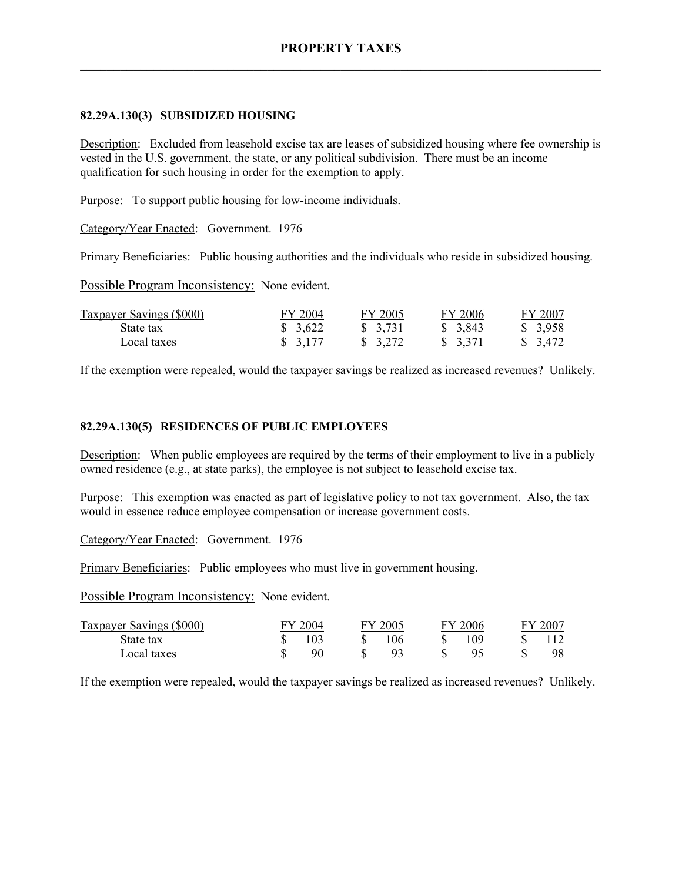## 82.29A.130(3) SUBSIDIZED HOUSING

Description: Excluded from leasehold excise tax are leases of subsidized housing where fee ownership is vested in the U.S. government, the state, or any political subdivision. There must be an income qualification for such housing in order for the exemption to apply.

Purpose: To support public housing for low-income individuals.

Category/Year Enacted: Government. 1976

Primary Beneficiaries: Public housing authorities and the individuals who reside in subsidized housing.

Possible Program Inconsistency: None evident.

| Taxpayer Savings ($000) | FY 2004 | FY 2005 | FY 2006 | FY 2007 |
|---|---|---|---|---|
| State tax | $ 3,622 | $ 3,731 | $ 3,843 | $ 3,958 |
| Local taxes | $ 3,177 | $ 3,272 | $ 3,371 | $ 3,472 |

If the exemption were repealed, would the taxpayer savings be realized as increased revenues? Unlikely.

## 82.29A.130(5) RESIDENCES OF PUBLIC EMPLOYEES

Description: When public employees are required by the terms of their employment to live in a publicly owned residence (e.g., at state parks), the employee is not subject to leasehold excise tax.

Purpose: This exemption was enacted as part of legislative policy to not tax government. Also, the tax would in essence reduce employee compensation or increase government costs.

Category/Year Enacted: Government. 1976

Primary Beneficiaries: Public employees who must live in government housing.

Possible Program Inconsistency: None evident.

| Taxpayer Savings ($000) | FY 2004 | FY 2005 | FY 2006 | FY 2007 |
|---|---|---|---|---|
| State tax | $ 103 | $ 106 | $ 109 | $ 112 |
| Local taxes | $ 90 | $ 93 | $ 95 | $ 98 |

If the exemption were repealed, would the taxpayer savings be realized as increased revenues? Unlikely.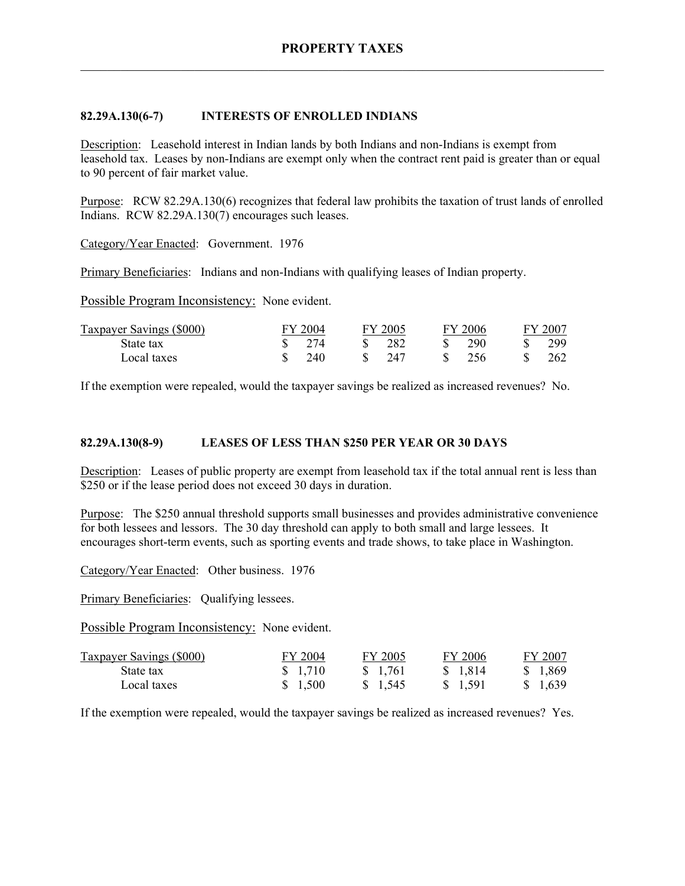## 82.29A.130(6-7) INTERESTS OF ENROLLED INDIANS

Description: Leasehold interest in Indian lands by both Indians and non-Indians is exempt from leasehold tax. Leases by non-Indians are exempt only when the contract rent paid is greater than or equal to 90 percent of fair market value.

Purpose: RCW 82.29A.130(6) recognizes that federal law prohibits the taxation of trust lands of enrolled Indians. RCW 82.29A.130(7) encourages such leases.

Category/Year Enacted: Government. 1976

Primary Beneficiaries: Indians and non-Indians with qualifying leases of Indian property.

Possible Program Inconsistency: None evident.

| Taxpayer Savings ($000) | FY 2004 | FY 2005 | FY 2006 | FY 2007 |
|---|---|---|---|---|
| State tax | $ 274 | $ 282 | $ 290 | $ 299 |
| Local taxes | $ 240 | $ 247 | $ 256 | $ 262 |

If the exemption were repealed, would the taxpayer savings be realized as increased revenues? No.

## 82.29A.130(8-9) LEASES OF LESS THAN $250 PER YEAR OR 30 DAYS

Description: Leases of public property are exempt from leasehold tax if the total annual rent is less than $250 or if the lease period does not exceed 30 days in duration.

Purpose: The $250 annual threshold supports small businesses and provides administrative convenience for both lessees and lessors. The 30 day threshold can apply to both small and large lessees. It encourages short-term events, such as sporting events and trade shows, to take place in Washington.

Category/Year Enacted: Other business. 1976

Primary Beneficiaries: Qualifying lessees.

Possible Program Inconsistency: None evident.

| Taxpayer Savings ($000) | FY 2004 | FY 2005 | FY 2006 | FY 2007 |
|---|---|---|---|---|
| State tax | $ 1,710 | $ 1,761 | $ 1,814 | $ 1,869 |
| Local taxes | $ 1,500 | $ 1,545 | $ 1,591 | $ 1,639 |

If the exemption were repealed, would the taxpayer savings be realized as increased revenues? Yes.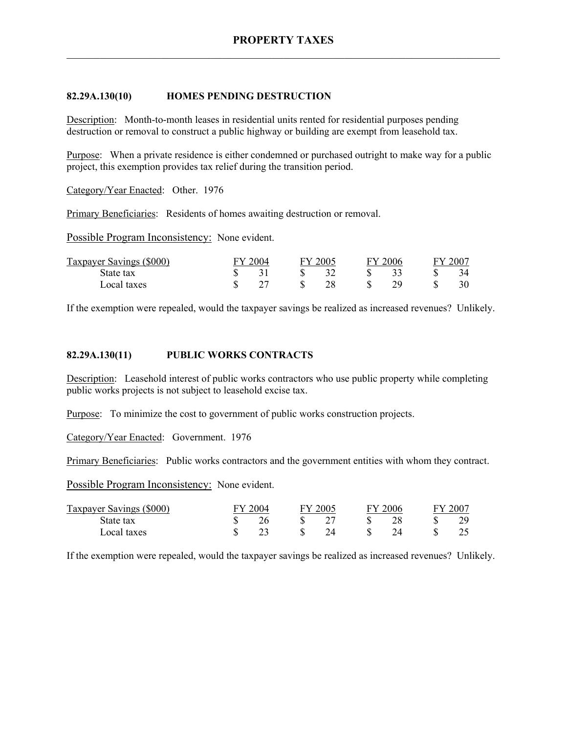## 82.29A.130(10) HOMES PENDING DESTRUCTION

Description: Month-to-month leases in residential units rented for residential purposes pending destruction or removal to construct a public highway or building are exempt from leasehold tax.

Purpose: When a private residence is either condemned or purchased outright to make way for a public project, this exemption provides tax relief during the transition period.

Category/Year Enacted: Other. 1976

Primary Beneficiaries: Residents of homes awaiting destruction or removal.

Possible Program Inconsistency: None evident.

| Taxpayer Savings ($000) | FY 2004 | FY 2005 | FY 2006 | FY 2007 |
|---|---|---|---|---|
| State tax | $ 31 | $ 32 | $ 33 | $ 34 |
| Local taxes | $ 27 | $ 28 | $ 29 | $ 30 |

If the exemption were repealed, would the taxpayer savings be realized as increased revenues? Unlikely.

## 82.29A.130(11) PUBLIC WORKS CONTRACTS

Description: Leasehold interest of public works contractors who use public property while completing public works projects is not subject to leasehold excise tax.

Purpose: To minimize the cost to government of public works construction projects.

Category/Year Enacted: Government. 1976

Primary Beneficiaries: Public works contractors and the government entities with whom they contract.

Possible Program Inconsistency: None evident.

| Taxpayer Savings ($000) | FY 2004 | FY 2005 | FY 2006 | FY 2007 |
|---|---|---|---|---|
| State tax | $ 26 | $ 27 | $ 28 | $ 29 |
| Local taxes | $ 23 | $ 24 | $ 24 | $ 25 |

If the exemption were repealed, would the taxpayer savings be realized as increased revenues? Unlikely.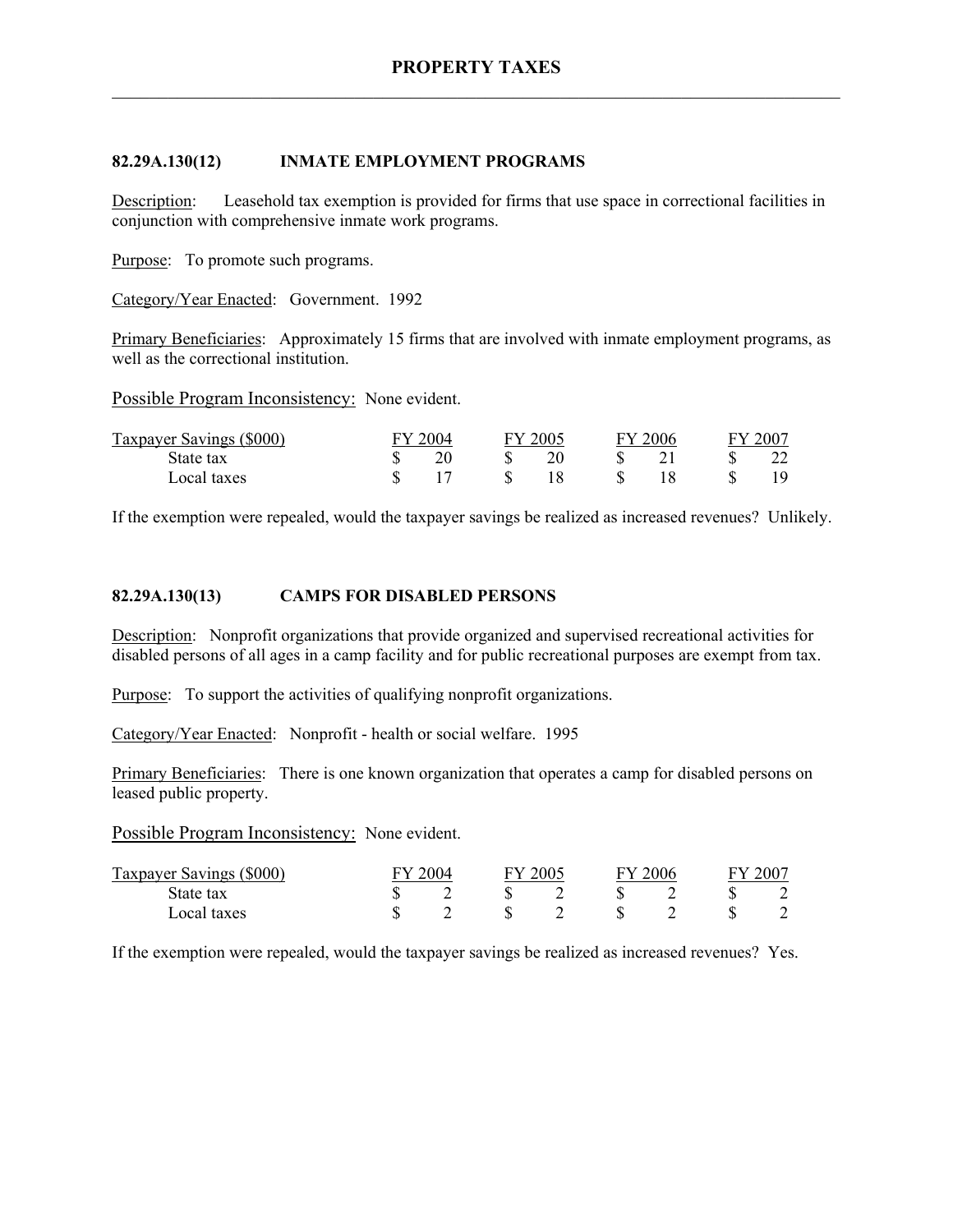### 82.29A.130(12) INMATE EMPLOYMENT PROGRAMS

Description: Leasehold tax exemption is provided for firms that use space in correctional facilities in conjunction with comprehensive inmate work programs.

Purpose: To promote such programs.

Category/Year Enacted: Government. 1992

Primary Beneficiaries: Approximately 15 firms that are involved with inmate employment programs, as well as the correctional institution.

Possible Program Inconsistency: None evident.

| Taxpayer Savings ($000) | FY 2004 | FY 2005 | FY 2006 | FY 2007 |
|---|---|---|---|---|
| State tax | $ 20 | $ 20 | $ 21 | $ 22 |
| Local taxes | $ 17 | $ 18 | $ 18 | $ 19 |

If the exemption were repealed, would the taxpayer savings be realized as increased revenues? Unlikely.

### 82.29A.130(13) CAMPS FOR DISABLED PERSONS

Description: Nonprofit organizations that provide organized and supervised recreational activities for disabled persons of all ages in a camp facility and for public recreational purposes are exempt from tax.

Purpose: To support the activities of qualifying nonprofit organizations.

Category/Year Enacted: Nonprofit - health or social welfare. 1995

Primary Beneficiaries: There is one known organization that operates a camp for disabled persons on leased public property.

Possible Program Inconsistency: None evident.

| Taxpayer Savings ($000) | FY 2004 | FY 2005 | FY 2006 | FY 2007 |
|---|---|---|---|---|
| State tax | $ 2 | $ 2 | $ 2 | $ 2 |
| Local taxes | $ 2 | $ 2 | $ 2 | $ 2 |

If the exemption were repealed, would the taxpayer savings be realized as increased revenues? Yes.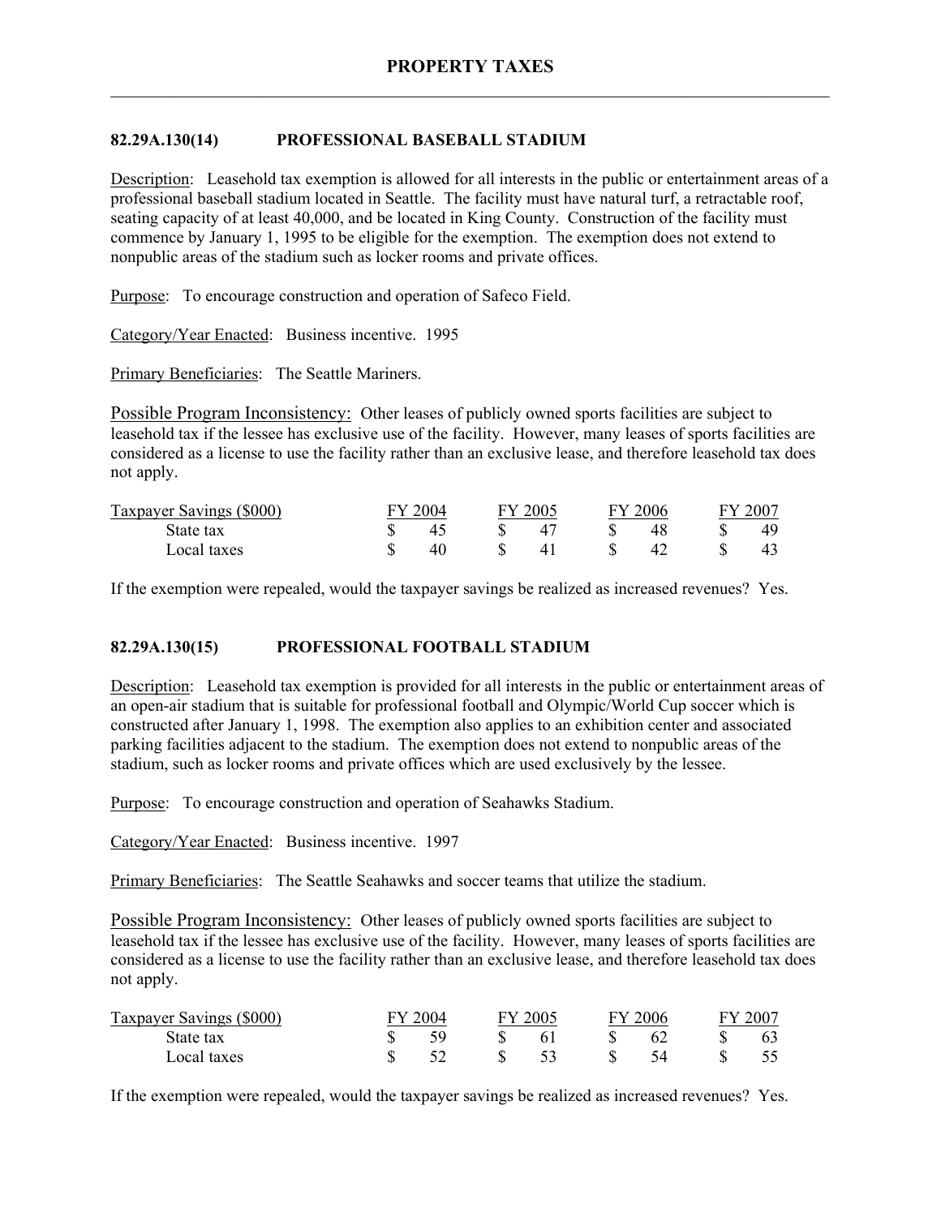# PROPERTY TAXES

## 82.29A.130(14) PROFESSIONAL BASEBALL STADIUM

Description: Leasehold tax exemption is allowed for all interests in the public or entertainment areas of a professional baseball stadium located in Seattle. The facility must have natural turf, a retractable roof, seating capacity of at least 40,000, and be located in King County. Construction of the facility must commence by January 1, 1995 to be eligible for the exemption. The exemption does not extend to nonpublic areas of the stadium such as locker rooms and private offices.

Purpose: To encourage construction and operation of Safeco Field.

Category/Year Enacted: Business incentive. 1995

Primary Beneficiaries: The Seattle Mariners.

Possible Program Inconsistency: Other leases of publicly owned sports facilities are subject to leasehold tax if the lessee has exclusive use of the facility. However, many leases of sports facilities are considered as a license to use the facility rather than an exclusive lease, and therefore leasehold tax does not apply.

| Taxpayer Savings ($000) | FY 2004 | FY 2005 | FY 2006 | FY 2007 |
|---|---|---|---|---|
| State tax | $ 45 | $ 47 | $ 48 | $ 49 |
| Local taxes | $ 40 | $ 41 | $ 42 | $ 43 |

If the exemption were repealed, would the taxpayer savings be realized as increased revenues? Yes.

## 82.29A.130(15) PROFESSIONAL FOOTBALL STADIUM

Description: Leasehold tax exemption is provided for all interests in the public or entertainment areas of an open-air stadium that is suitable for professional football and Olympic/World Cup soccer which is constructed after January 1, 1998. The exemption also applies to an exhibition center and associated parking facilities adjacent to the stadium. The exemption does not extend to nonpublic areas of the stadium, such as locker rooms and private offices which are used exclusively by the lessee.

Purpose: To encourage construction and operation of Seahawks Stadium.

Category/Year Enacted: Business incentive. 1997

Primary Beneficiaries: The Seattle Seahawks and soccer teams that utilize the stadium.

Possible Program Inconsistency: Other leases of publicly owned sports facilities are subject to leasehold tax if the lessee has exclusive use of the facility. However, many leases of sports facilities are considered as a license to use the facility rather than an exclusive lease, and therefore leasehold tax does not apply.

| Taxpayer Savings ($000) | FY 2004 | FY 2005 | FY 2006 | FY 2007 |
|---|---|---|---|---|
| State tax | $ 59 | $ 61 | $ 62 | $ 63 |
| Local taxes | $ 52 | $ 53 | $ 54 | $ 55 |

If the exemption were repealed, would the taxpayer savings be realized as increased revenues? Yes.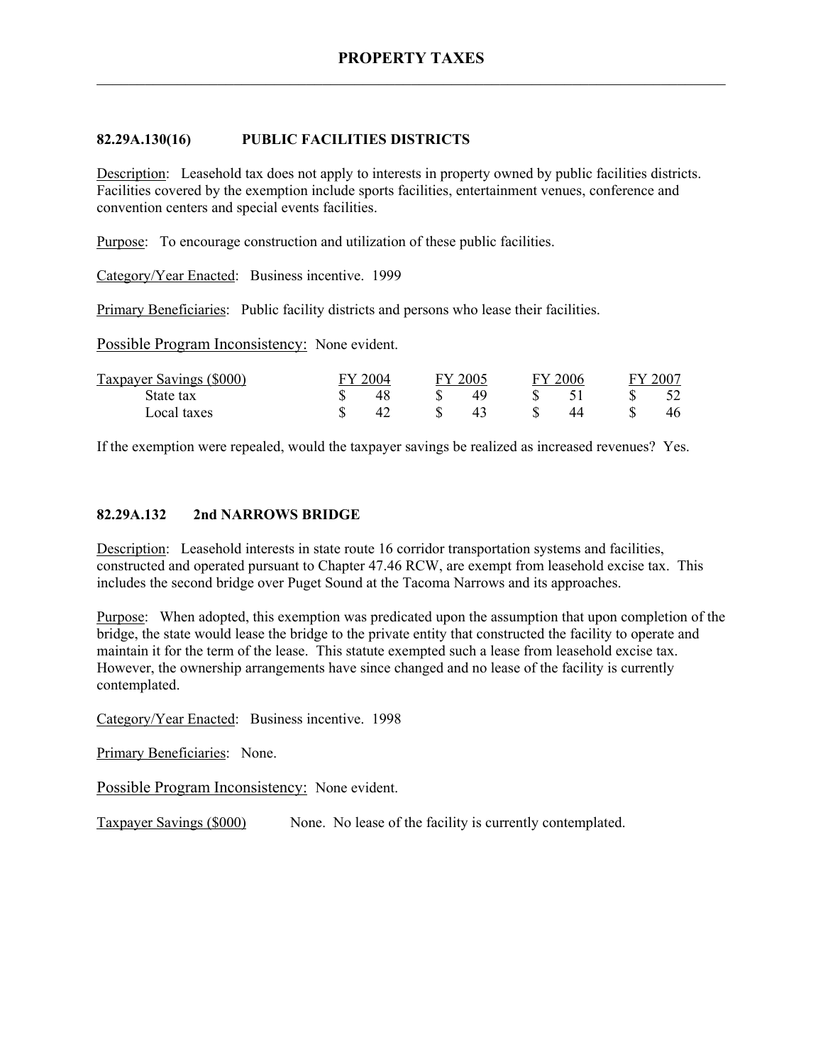## 82.29A.130(16) PUBLIC FACILITIES DISTRICTS

Description: Leasehold tax does not apply to interests in property owned by public facilities districts. Facilities covered by the exemption include sports facilities, entertainment venues, conference and convention centers and special events facilities.

Purpose: To encourage construction and utilization of these public facilities.

Category/Year Enacted: Business incentive. 1999

Primary Beneficiaries: Public facility districts and persons who lease their facilities.

Possible Program Inconsistency: None evident.

| Taxpayer Savings ($000) | FY 2004 | FY 2005 | FY 2006 | FY 2007 |
|---|---|---|---|---|
| State tax | $ 48 | $ 49 | $ 51 | $ 52 |
| Local taxes | $ 42 | $ 43 | $ 44 | $ 46 |

If the exemption were repealed, would the taxpayer savings be realized as increased revenues? Yes.

## 82.29A.132 2nd NARROWS BRIDGE

Description: Leasehold interests in state route 16 corridor transportation systems and facilities, constructed and operated pursuant to Chapter 47.46 RCW, are exempt from leasehold excise tax. This includes the second bridge over Puget Sound at the Tacoma Narrows and its approaches.

Purpose: When adopted, this exemption was predicated upon the assumption that upon completion of the bridge, the state would lease the bridge to the private entity that constructed the facility to operate and maintain it for the term of the lease. This statute exempted such a lease from leasehold excise tax. However, the ownership arrangements have since changed and no lease of the facility is currently contemplated.

Category/Year Enacted: Business incentive. 1998

Primary Beneficiaries: None.

Possible Program Inconsistency: None evident.

Taxpayer Savings ($000) None. No lease of the facility is currently contemplated.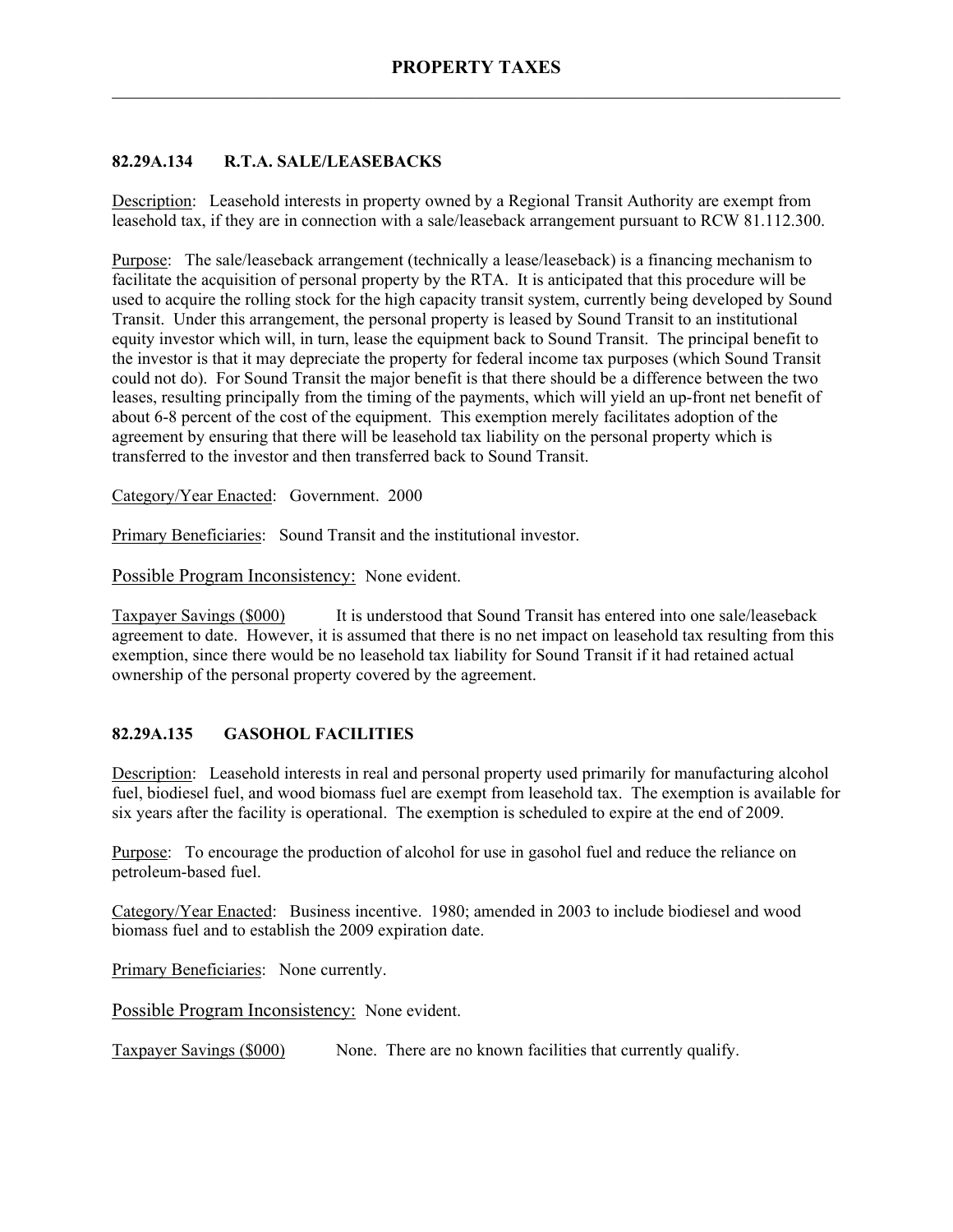## PROPERTY TAXES

### 82.29A.134 R.T.A. SALE/LEASEBACKS

Description: Leasehold interests in property owned by a Regional Transit Authority are exempt from leasehold tax, if they are in connection with a sale/leaseback arrangement pursuant to RCW 81.112.300.

Purpose: The sale/leaseback arrangement (technically a lease/leaseback) is a financing mechanism to facilitate the acquisition of personal property by the RTA. It is anticipated that this procedure will be used to acquire the rolling stock for the high capacity transit system, currently being developed by Sound Transit. Under this arrangement, the personal property is leased by Sound Transit to an institutional equity investor which will, in turn, lease the equipment back to Sound Transit. The principal benefit to the investor is that it may depreciate the property for federal income tax purposes (which Sound Transit could not do). For Sound Transit the major benefit is that there should be a difference between the two leases, resulting principally from the timing of the payments, which will yield an up-front net benefit of about 6-8 percent of the cost of the equipment. This exemption merely facilitates adoption of the agreement by ensuring that there will be leasehold tax liability on the personal property which is transferred to the investor and then transferred back to Sound Transit.

Category/Year Enacted: Government. 2000

Primary Beneficiaries: Sound Transit and the institutional investor.

Possible Program Inconsistency: None evident.

Taxpayer Savings ($000) It is understood that Sound Transit has entered into one sale/leaseback agreement to date. However, it is assumed that there is no net impact on leasehold tax resulting from this exemption, since there would be no leasehold tax liability for Sound Transit if it had retained actual ownership of the personal property covered by the agreement.

### 82.29A.135 GASOHOL FACILITIES

Description: Leasehold interests in real and personal property used primarily for manufacturing alcohol fuel, biodiesel fuel, and wood biomass fuel are exempt from leasehold tax. The exemption is available for six years after the facility is operational. The exemption is scheduled to expire at the end of 2009.

Purpose: To encourage the production of alcohol for use in gasohol fuel and reduce the reliance on petroleum-based fuel.

Category/Year Enacted: Business incentive. 1980; amended in 2003 to include biodiesel and wood biomass fuel and to establish the 2009 expiration date.

Primary Beneficiaries: None currently.

Possible Program Inconsistency: None evident.

Taxpayer Savings ($000) None. There are no known facilities that currently qualify.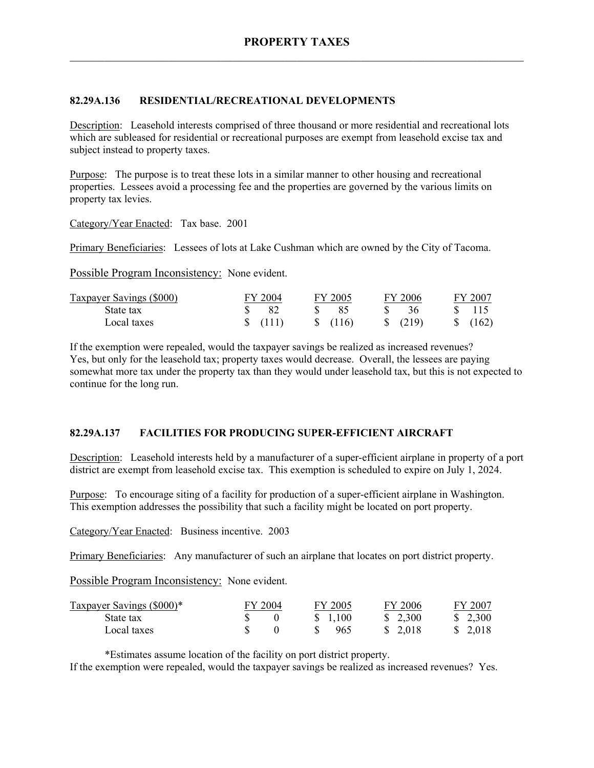# PROPERTY TAXES

## 82.29A.136 RESIDENTIAL/RECREATIONAL DEVELOPMENTS

Description: Leasehold interests comprised of three thousand or more residential and recreational lots which are subleased for residential or recreational purposes are exempt from leasehold excise tax and subject instead to property taxes.

Purpose: The purpose is to treat these lots in a similar manner to other housing and recreational properties. Lessees avoid a processing fee and the properties are governed by the various limits on property tax levies.

Category/Year Enacted: Tax base. 2001

Primary Beneficiaries: Lessees of lots at Lake Cushman which are owned by the City of Tacoma.

Possible Program Inconsistency: None evident.

| Taxpayer Savings ($000) | FY 2004 | FY 2005 | FY 2006 | FY 2007 |
|---|---|---|---|---|
| State tax | $ 82 | $ 85 | $ 36 | $ 115 |
| Local taxes | $ (111) | $ (116) | $ (219) | $ (162) |

If the exemption were repealed, would the taxpayer savings be realized as increased revenues? Yes, but only for the leasehold tax; property taxes would decrease. Overall, the lessees are paying somewhat more tax under the property tax than they would under leasehold tax, but this is not expected to continue for the long run.

## 82.29A.137 FACILITIES FOR PRODUCING SUPER-EFFICIENT AIRCRAFT

Description: Leasehold interests held by a manufacturer of a super-efficient airplane in property of a port district are exempt from leasehold excise tax. This exemption is scheduled to expire on July 1, 2024.

Purpose: To encourage siting of a facility for production of a super-efficient airplane in Washington. This exemption addresses the possibility that such a facility might be located on port property.

Category/Year Enacted: Business incentive. 2003

Primary Beneficiaries: Any manufacturer of such an airplane that locates on port district property.

Possible Program Inconsistency: None evident.

| Taxpayer Savings ($000)* | FY 2004 | FY 2005 | FY 2006 | FY 2007 |
|---|---|---|---|---|
| State tax | $ 0 | $ 1,100 | $ 2,300 | $ 2,300 |
| Local taxes | $ 0 | $ 965 | $ 2,018 | $ 2,018 |

*Estimates assume location of the facility on port district property.

If the exemption were repealed, would the taxpayer savings be realized as increased revenues? Yes.